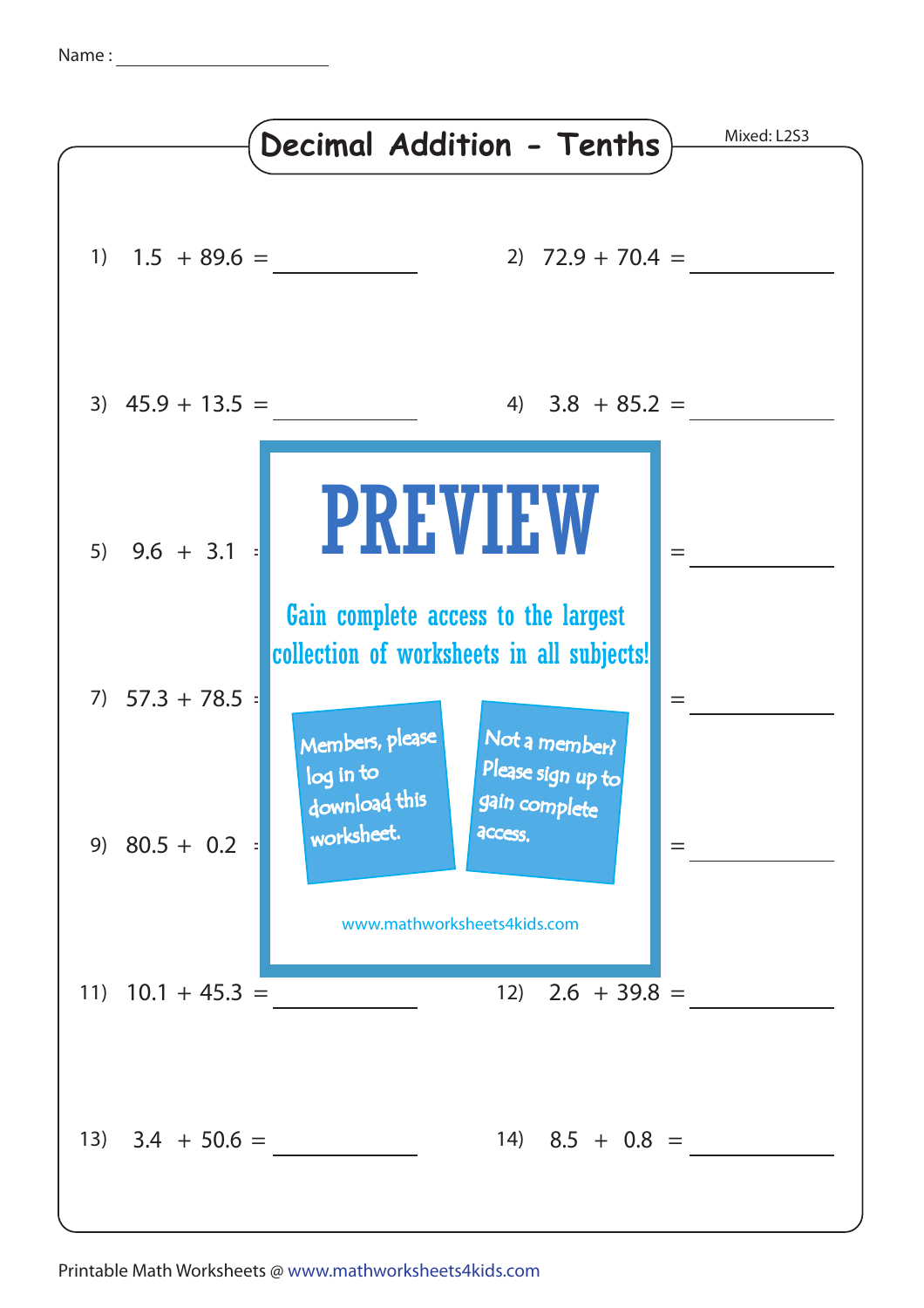Name : ____________________

# Decimal Addition - Tenths

Mixed: L2S3

1) 1.5 + 89.6 = ____________

2) 72.9 + 70.4 = ____________

3) 45.9 + 13.5 = ____________

4) 3.8 + 85.2 = ____________

5) 9.6 + 3.1 = ____________

6) = ____________

7) 57.3 + 78.5 = ____________

8) = ____________

9) 80.5 + 0.2 = ____________

10) = ____________

PREVIEW

Gain complete access to the largest collection of worksheets in all subjects!

Members, please log in to download this worksheet.

Not a member? Please sign up to gain complete access.

www.mathworksheets4kids.com

11) 10.1 + 45.3 = ____________

12) 2.6 + 39.8 = ____________

13) 3.4 + 50.6 = ____________

14) 8.5 + 0.8 = ____________

Printable Math Worksheets @ www.mathworksheets4kids.com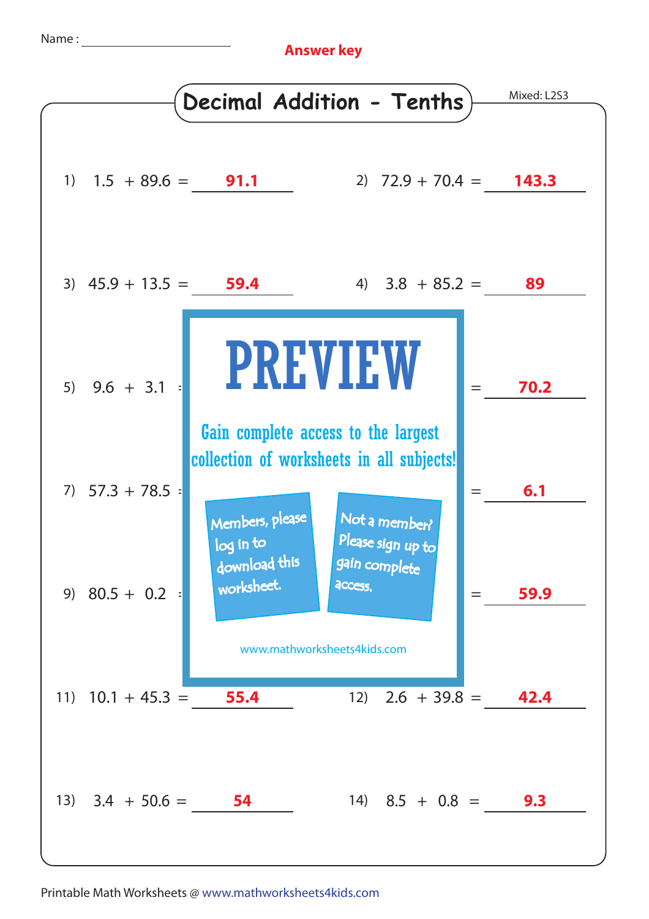Name : ______________________

**Answer key**

# Decimal Addition - Tenths

Mixed: L2S3

1) 1.5 + 89.6 = **91.1**

2) 72.9 + 70.4 = **143.3**

3) 45.9 + 13.5 = **59.4**

4) 3.8 + 85.2 = **89**

5) 9.6 + 3.1 =

= **70.2**

7) 57.3 + 78.5 =

= **6.1**

9) 80.5 + 0.2 =

= **59.9**

PREVIEW

Gain complete access to the largest collection of worksheets in all subjects!

Members, please log in to download this worksheet.

Not a member? Please sign up to gain complete access.

www.mathworksheets4kids.com

11) 10.1 + 45.3 = **55.4**

12) 2.6 + 39.8 = **42.4**

13) 3.4 + 50.6 = **54**

14) 8.5 + 0.8 = **9.3**

Printable Math Worksheets @ www.mathworksheets4kids.com